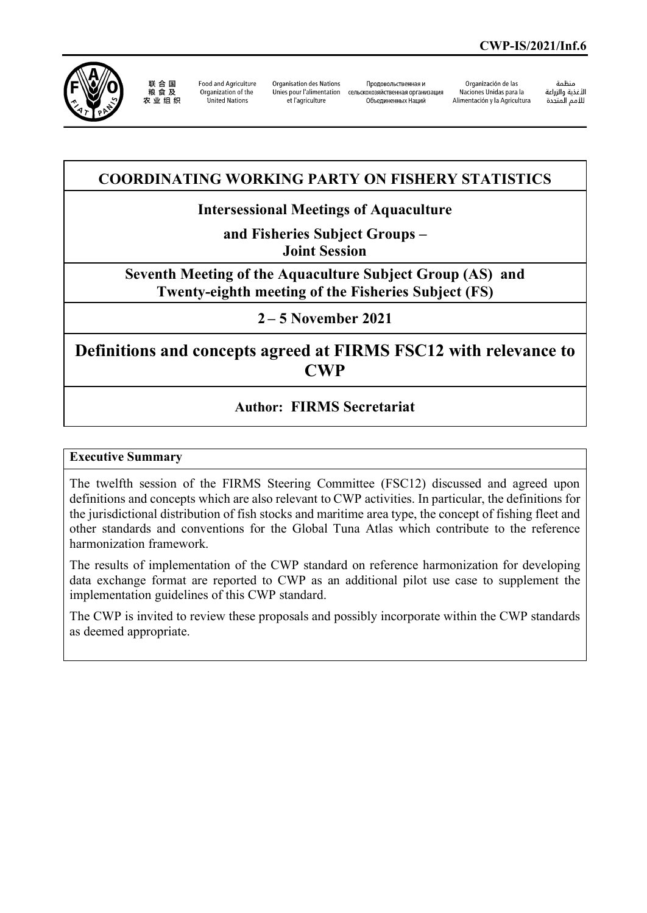**CWP-IS/2021/Inf.6**

联 合 国
粮 食 及
农 业 组 织

Food and Agriculture Organization of the United Nations

Organisation des Nations Unies pour l'alimentation et l'agriculture

Продовольственная и сельскохозяйственная организация Объединенных Наций

Organización de las Naciones Unidas para la Alimentación y la Agricultura

منظمة الأغذية والزراعة للأمم المتحدة

# COORDINATING WORKING PARTY ON FISHERY STATISTICS

## Intersessional Meetings of Aquaculture and Fisheries Subject Groups – Joint Session

## Seventh Meeting of the Aquaculture Subject Group (AS) and Twenty-eighth meeting of the Fisheries Subject (FS)

## 2 – 5 November 2021

# Definitions and concepts agreed at FIRMS FSC12 with relevance to CWP

## Author: FIRMS Secretariat

**Executive Summary**

The twelfth session of the FIRMS Steering Committee (FSC12) discussed and agreed upon definitions and concepts which are also relevant to CWP activities. In particular, the definitions for the jurisdictional distribution of fish stocks and maritime area type, the concept of fishing fleet and other standards and conventions for the Global Tuna Atlas which contribute to the reference harmonization framework.

The results of implementation of the CWP standard on reference harmonization for developing data exchange format are reported to CWP as an additional pilot use case to supplement the implementation guidelines of this CWP standard.

The CWP is invited to review these proposals and possibly incorporate within the CWP standards as deemed appropriate.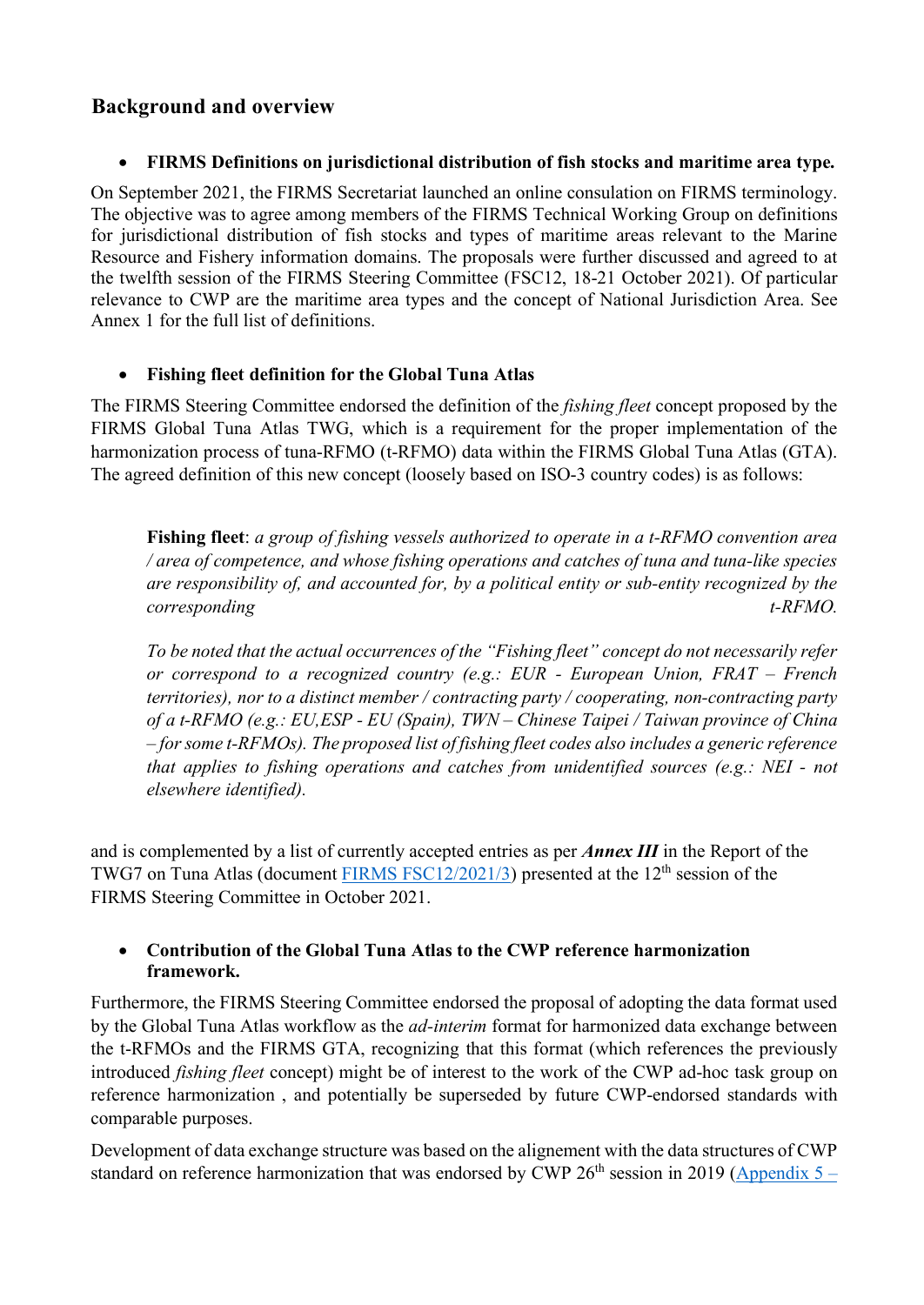## Background and overview

- **FIRMS Definitions on jurisdictional distribution of fish stocks and maritime area type.**

On September 2021, the FIRMS Secretariat launched an online consulation on FIRMS terminology. The objective was to agree among members of the FIRMS Technical Working Group on definitions for jurisdictional distribution of fish stocks and types of maritime areas relevant to the Marine Resource and Fishery information domains. The proposals were further discussed and agreed to at the twelfth session of the FIRMS Steering Committee (FSC12, 18-21 October 2021). Of particular relevance to CWP are the maritime area types and the concept of National Jurisdiction Area. See Annex 1 for the full list of definitions.

- **Fishing fleet definition for the Global Tuna Atlas**

The FIRMS Steering Committee endorsed the definition of the *fishing fleet* concept proposed by the FIRMS Global Tuna Atlas TWG, which is a requirement for the proper implementation of the harmonization process of tuna-RFMO (t-RFMO) data within the FIRMS Global Tuna Atlas (GTA). The agreed definition of this new concept (loosely based on ISO-3 country codes) is as follows:

> **Fishing fleet**: *a group of fishing vessels authorized to operate in a t-RFMO convention area / area of competence, and whose fishing operations and catches of tuna and tuna-like species are responsibility of, and accounted for, by a political entity or sub-entity recognized by the corresponding t-RFMO.*
>
> *To be noted that the actual occurrences of the "Fishing fleet" concept do not necessarily refer or correspond to a recognized country (e.g.: EUR - European Union, FRAT – French territories), nor to a distinct member / contracting party / cooperating, non-contracting party of a t-RFMO (e.g.: EU,ESP - EU (Spain), TWN – Chinese Taipei / Taiwan province of China – for some t-RFMOs). The proposed list of fishing fleet codes also includes a generic reference that applies to fishing operations and catches from unidentified sources (e.g.: NEI - not elsewhere identified).*

and is complemented by a list of currently accepted entries as per ***Annex III*** in the Report of the TWG7 on Tuna Atlas (document FIRMS FSC12/2021/3) presented at the 12th session of the FIRMS Steering Committee in October 2021.

- **Contribution of the Global Tuna Atlas to the CWP reference harmonization framework.**

Furthermore, the FIRMS Steering Committee endorsed the proposal of adopting the data format used by the Global Tuna Atlas workflow as the *ad-interim* format for harmonized data exchange between the t-RFMOs and the FIRMS GTA, recognizing that this format (which references the previously introduced *fishing fleet* concept) might be of interest to the work of the CWP ad-hoc task group on reference harmonization , and potentially be superseded by future CWP-endorsed standards with comparable purposes.

Development of data exchange structure was based on the alignement with the data structures of CWP standard on reference harmonization that was endorsed by CWP 26th session in 2019 (Appendix 5 –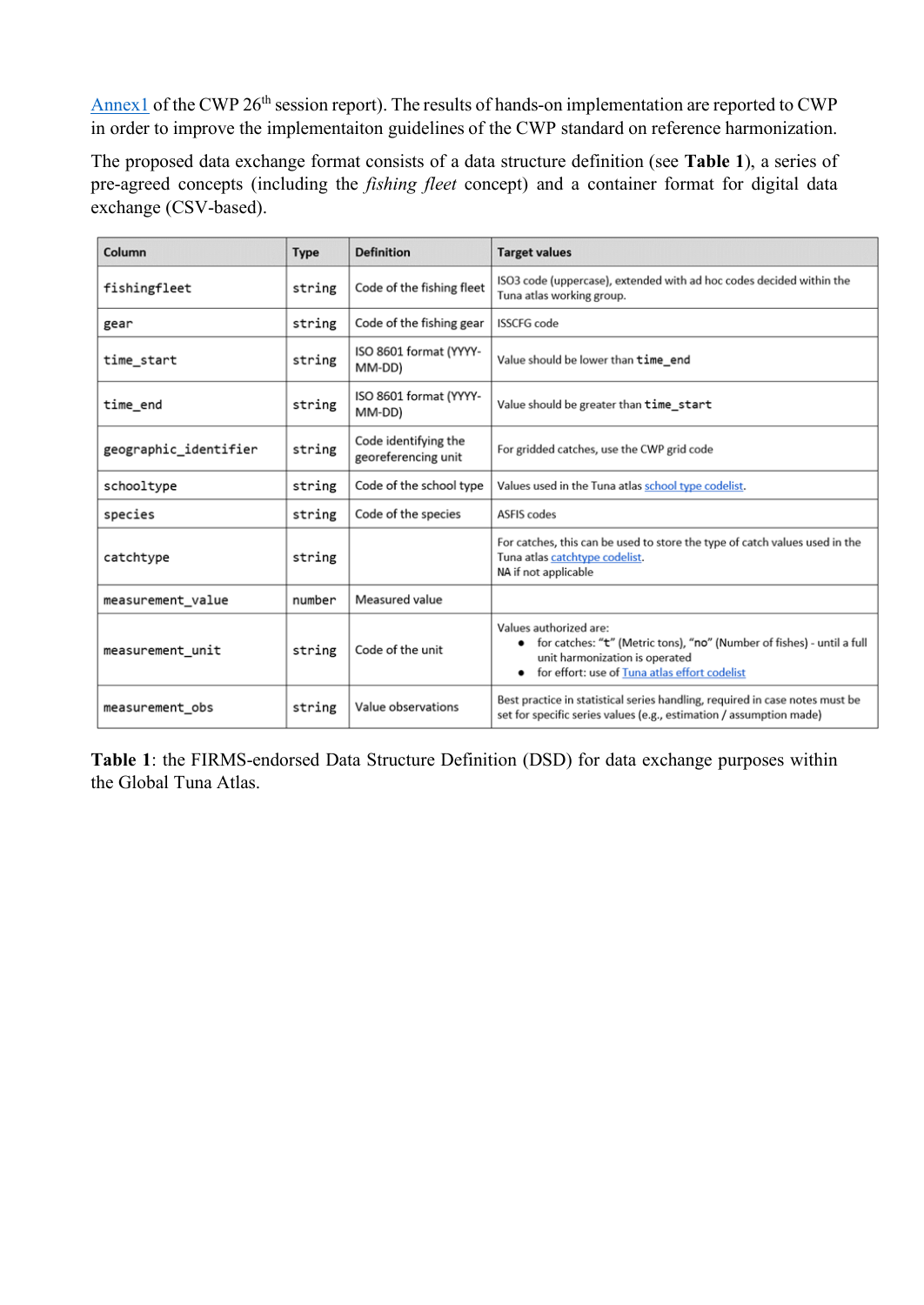Annex1 of the CWP 26th session report). The results of hands-on implementation are reported to CWP in order to improve the implementaiton guidelines of the CWP standard on reference harmonization.

The proposed data exchange format consists of a data structure definition (see **Table 1**), a series of pre-agreed concepts (including the *fishing fleet* concept) and a container format for digital data exchange (CSV-based).

| Column | Type | Definition | Target values |
|---|---|---|---|
| fishingfleet | string | Code of the fishing fleet | ISO3 code (uppercase), extended with ad hoc codes decided within the Tuna atlas working group. |
| gear | string | Code of the fishing gear | ISSCFG code |
| time_start | string | ISO 8601 format (YYYY-MM-DD) | Value should be lower than time_end |
| time_end | string | ISO 8601 format (YYYY-MM-DD) | Value should be greater than time_start |
| geographic_identifier | string | Code identifying the georeferencing unit | For gridded catches, use the CWP grid code |
| schooltype | string | Code of the school type | Values used in the Tuna atlas school type codelist. |
| species | string | Code of the species | ASFIS codes |
| catchtype | string | | For catches, this can be used to store the type of catch values used in the Tuna atlas catchtype codelist.<br>NA if not applicable |
| measurement_value | number | Measured value | |
| measurement_unit | string | Code of the unit | Values authorized are:<br>• for catches: "t" (Metric tons), "no" (Number of fishes) - until a full unit harmonization is operated<br>• for effort: use of Tuna atlas effort codelist |
| measurement_obs | string | Value observations | Best practice in statistical series handling, required in case notes must be set for specific series values (e.g., estimation / assumption made) |

**Table 1**: the FIRMS-endorsed Data Structure Definition (DSD) for data exchange purposes within the Global Tuna Atlas.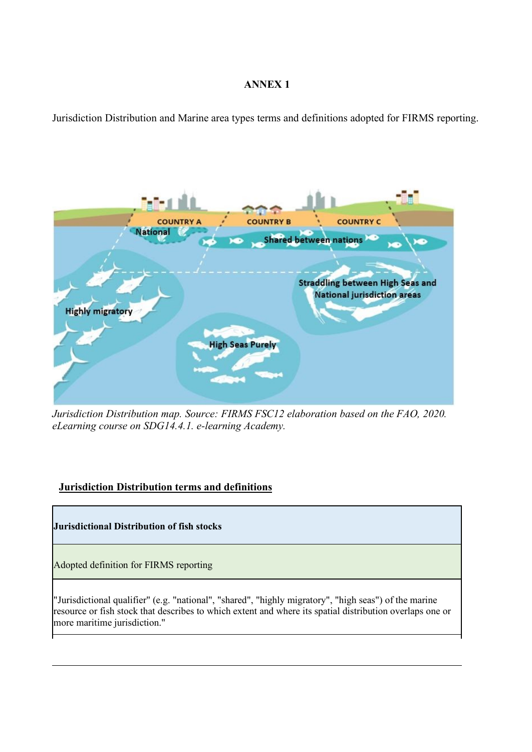**ANNEX 1**

Jurisdiction Distribution and Marine area types terms and definitions adopted for FIRMS reporting.

COUNTRY A
COUNTRY B
COUNTRY C
National
Shared between nations
Straddling between High Seas and National jurisdiction areas
Highly migratory
High Seas Purely

*Jurisdiction Distribution map. Source: FIRMS FSC12 elaboration based on the FAO, 2020. eLearning course on SDG14.4.1. e-learning Academy.*

## Jurisdiction Distribution terms and definitions

| **Jurisdictional Distribution of fish stocks** |
| --- |
| Adopted definition for FIRMS reporting |
| "Jurisdictional qualifier" (e.g. "national", "shared", "highly migratory", "high seas") of the marine resource or fish stock that describes to which extent and where its spatial distribution overlaps one or more maritime jurisdiction." |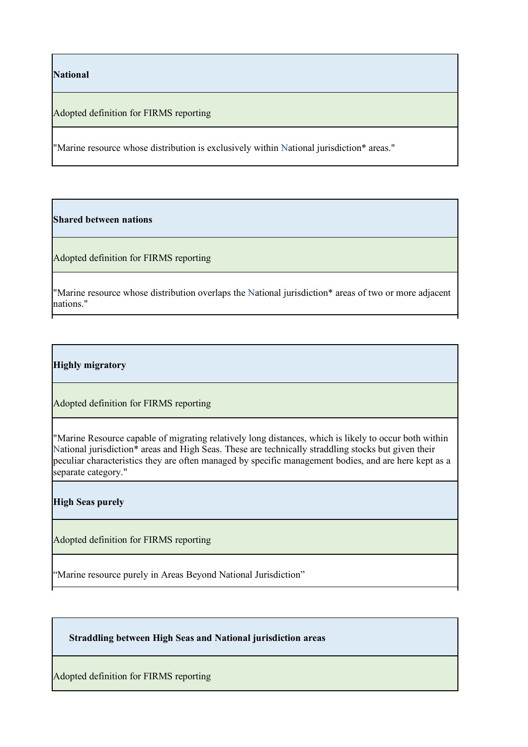| **National** |
| --- |
| Adopted definition for FIRMS reporting |
| "Marine resource whose distribution is exclusively within National jurisdiction* areas." |

| **Shared between nations** |
| --- |
| Adopted definition for FIRMS reporting |
| "Marine resource whose distribution overlaps the National jurisdiction* areas of two or more adjacent nations." |

| **Highly migratory** |
| --- |
| Adopted definition for FIRMS reporting |
| "Marine Resource capable of migrating relatively long distances, which is likely to occur both within National jurisdiction* areas and High Seas. These are technically straddling stocks but given their peculiar characteristics they are often managed by specific management bodies, and are here kept as a separate category." |
| **High Seas purely** |
| Adopted definition for FIRMS reporting |
| "Marine resource purely in Areas Beyond National Jurisdiction" |

| **Straddling between High Seas and National jurisdiction areas** |
| --- |
| Adopted definition for FIRMS reporting |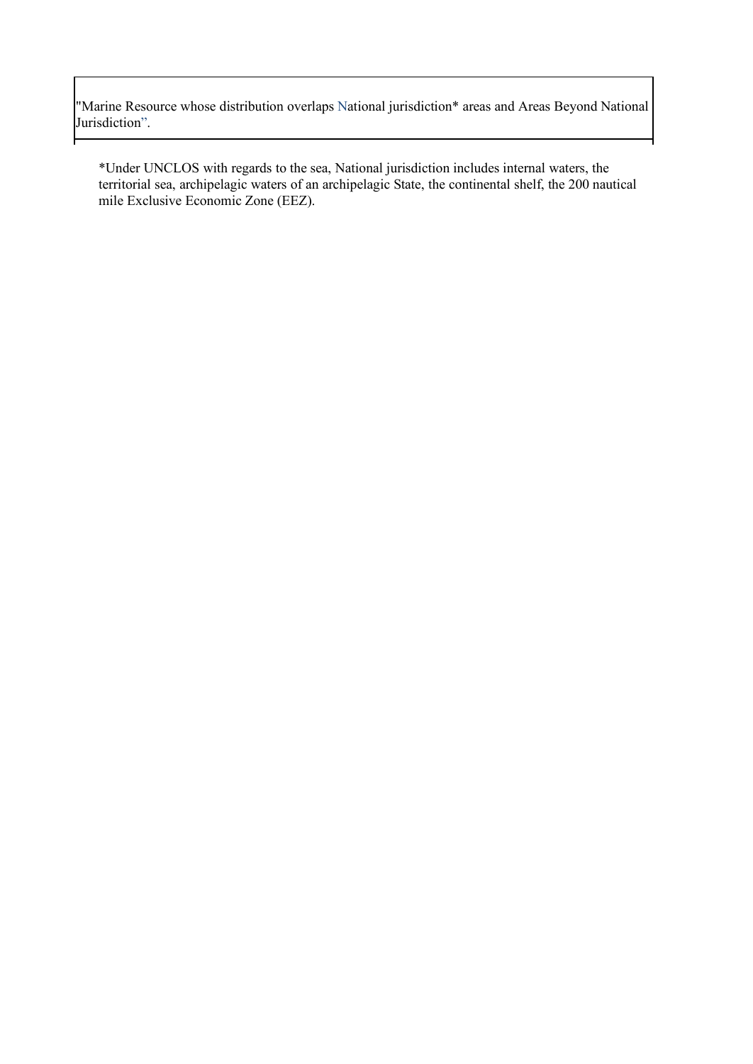"Marine Resource whose distribution overlaps National jurisdiction* areas and Areas Beyond National Jurisdiction".

*Under UNCLOS with regards to the sea, National jurisdiction includes internal waters, the territorial sea, archipelagic waters of an archipelagic State, the continental shelf, the 200 nautical mile Exclusive Economic Zone (EEZ).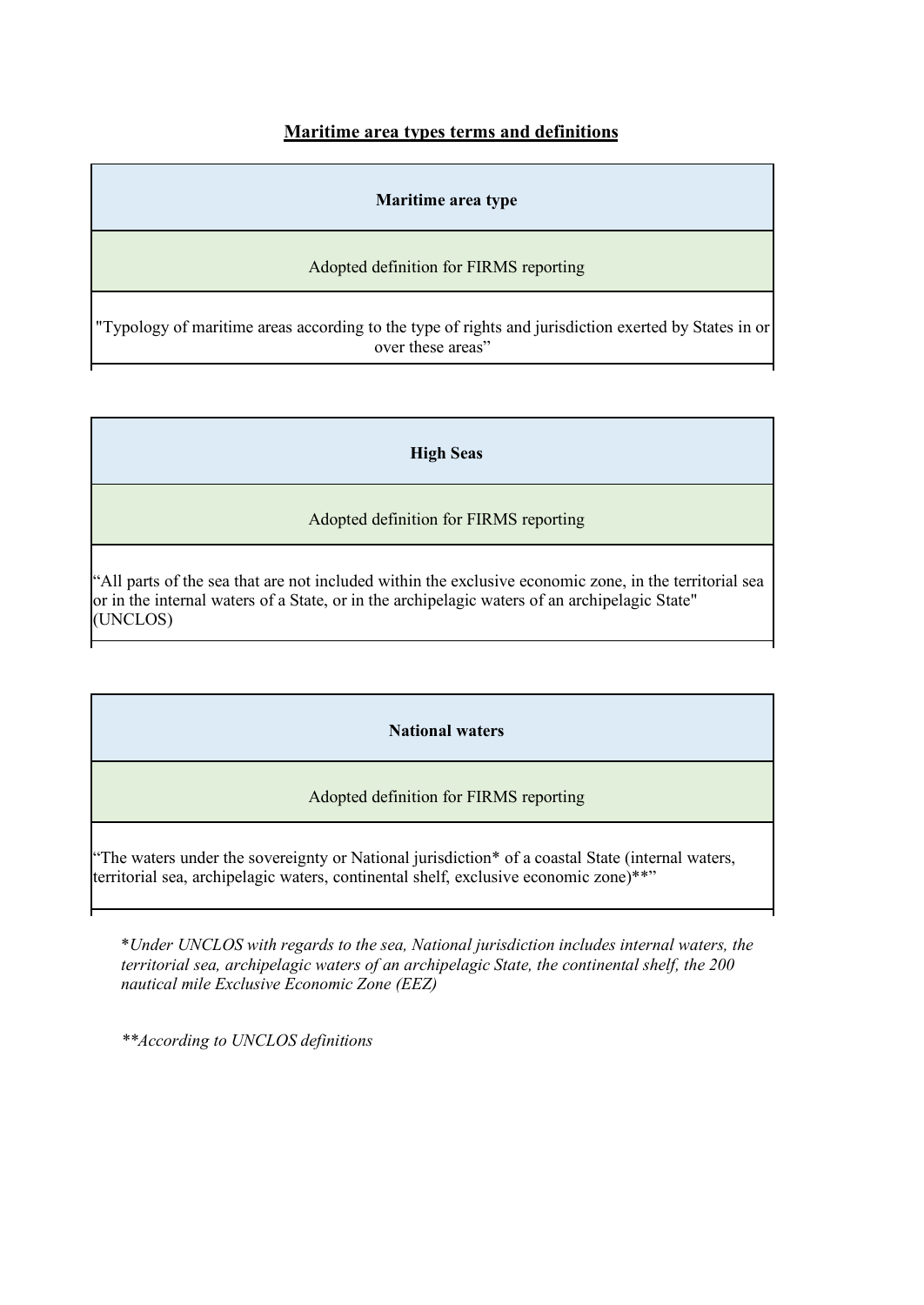## Maritime area types terms and definitions

| Maritime area type |
|---|
| Adopted definition for FIRMS reporting |
| "Typology of maritime areas according to the type of rights and jurisdiction exerted by States in or over these areas" |

| High Seas |
|---|
| Adopted definition for FIRMS reporting |
| "All parts of the sea that are not included within the exclusive economic zone, in the territorial sea or in the internal waters of a State, or in the archipelagic waters of an archipelagic State" (UNCLOS) |

| National waters |
|---|
| Adopted definition for FIRMS reporting |
| "The waters under the sovereignty or National jurisdiction* of a coastal State (internal waters, territorial sea, archipelagic waters, continental shelf, exclusive economic zone)**" |

**Under UNCLOS with regards to the sea, National jurisdiction includes internal waters, the territorial sea, archipelagic waters of an archipelagic State, the continental shelf, the 200 nautical mile Exclusive Economic Zone (EEZ)*

***According to UNCLOS definitions*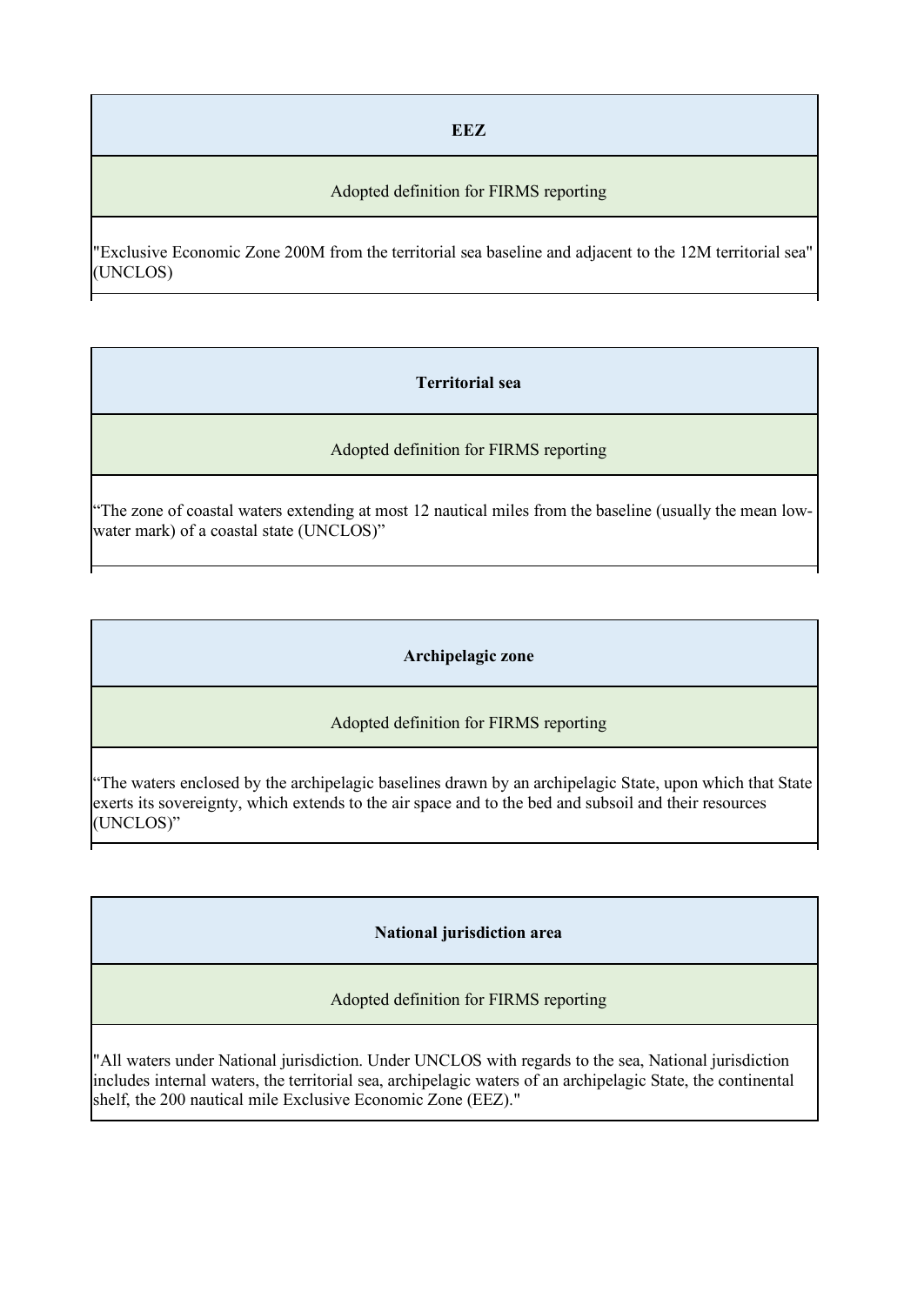| EEZ |
| --- |
| Adopted definition for FIRMS reporting |
| "Exclusive Economic Zone 200M from the territorial sea baseline and adjacent to the 12M territorial sea" (UNCLOS) |

| Territorial sea |
| --- |
| Adopted definition for FIRMS reporting |
| "The zone of coastal waters extending at most 12 nautical miles from the baseline (usually the mean low-water mark) of a coastal state (UNCLOS)" |

| Archipelagic zone |
| --- |
| Adopted definition for FIRMS reporting |
| "The waters enclosed by the archipelagic baselines drawn by an archipelagic State, upon which that State exerts its sovereignty, which extends to the air space and to the bed and subsoil and their resources (UNCLOS)" |

| National jurisdiction area |
| --- |
| Adopted definition for FIRMS reporting |
| "All waters under National jurisdiction. Under UNCLOS with regards to the sea, National jurisdiction includes internal waters, the territorial sea, archipelagic waters of an archipelagic State, the continental shelf, the 200 nautical mile Exclusive Economic Zone (EEZ)." |